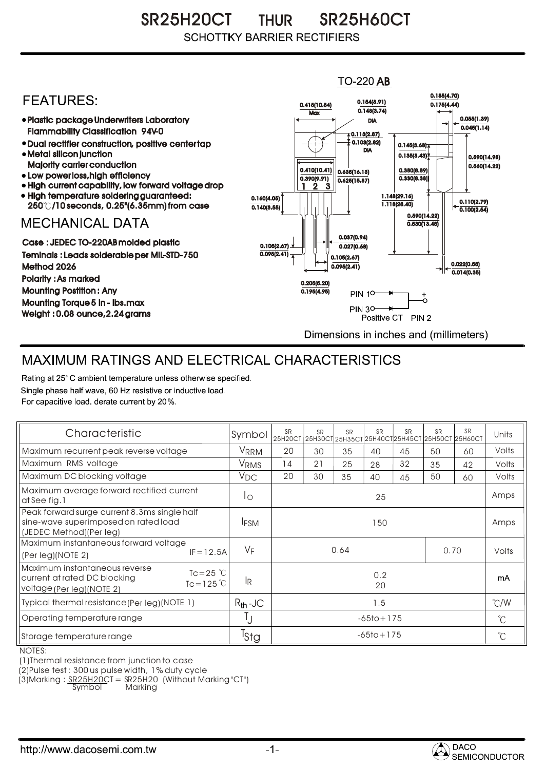# SR25H20CT THUR SR25H60CT

SCHOTTKY BARRIER RECTIFIERS

## FEATURES:

- Plastic package Underwriters Laboratory Flammability Classification 94V-0
- Dual rectifier construction, positive center tap
- Metal silicon junction Majority carrier conduction
- Low power loss, high efficiency
- High current capability, low forward voltage drop
- High temperature soldering guaranteed: 250℃/10 seconds, 0.25"(6.35mm) from case

## MECHANICAL DATA

Case : JEDEC TO-220AB molded plastic

Teminals : Leads solderable per MIL-STD-750 Method 2026

Polarity : As marked

Mounting Postition : Any

Mounting Torque 5 in - lbs.max

Weight : 0.08 ounce, 2.24 grams

TO-220 AB

0.415(10.54) Max; 0.154(3.91) 0.148(3.74) DIA; 0.185(4.70) 0.175(4.44); 0.055(1.39) 0.045(1.14); 0.113(2.87) 0.103(2.62) DIA; 0.145(3.68) 0.135(3.43); 0.590(14.98) 0.560(14.22); 0.410(10.41) 0.390(9.91); 0.635(16.13) 0.625(15.87); 0.350(8.89) 0.330(8.38); 0.160(4.05) 0.140(3.55); 1.148(29.16) 1.118(28.40); 0.110(2.79) 0.100(2.54); 0.560(14.22) 0.530(13.46); 0.037(0.94) 0.027(0.68); 0.105(2.67) 0.095(2.41); 0.105(2.67) 0.095(2.41); 0.022(0.56) 0.014(0.35); 0.205(5.20) 0.195(4.95)

PIN 1, PIN 3, Positive CT PIN 2

Dimensions in inches and (millimeters)

## MAXIMUM RATINGS AND ELECTRICAL CHARACTERISTICS

Rating at 25° C ambient temperature unless otherwise specified.
Single phase half wave, 60 Hz resistive or inductive load.
For capacitive load. derate current by 20%.

| Characteristic | Symbol | SR 25H20CT | SR 25H30CT | SR 25H35CT | SR 25H40CT | SR 25H45CT | SR 25H50CT | SR 25H60CT | Units |
|---|---|---|---|---|---|---|---|---|---|
| Maximum recurrent peak reverse voltage | $V_{RRM}$ | 20 | 30 | 35 | 40 | 45 | 50 | 60 | Volts |
| Maximum RMS voltage | $V_{RMS}$ | 14 | 21 | 25 | 28 | 32 | 35 | 42 | Volts |
| Maximum DC blocking voltage | $V_{DC}$ | 20 | 30 | 35 | 40 | 45 | 50 | 60 | Volts |
| Maximum average forward rectified current at See fig.1 | $I_O$ | 25 | | | | | | | Amps |
| Peak forward surge current 8.3ms single half sine-wave superimposed on rated load (JEDEC Method)(Per leg) | $I_{FSM}$ | 150 | | | | | | | Amps |
| Maximum instantaneous forward voltage (Per leg)(NOTE 2) IF=12.5A | $V_F$ | 0.64 | | | | | 0.70 | | Volts |
| Maximum instantaneous reverse current at rated DC blocking voltage (Per leg)(NOTE 2) Tc=25 ℃ / Tc=125 ℃ | $I_R$ | 0.2 / 20 | | | | | | | mA |
| Typical thermal resistance (Per leg)(NOTE 1) | $R_{th}$-JC | 1.5 | | | | | | | ℃/W |
| Operating temperature range | $T_J$ | -65to+175 | | | | | | | ℃ |
| Storage temperature range | $T_{Stg}$ | -65to+175 | | | | | | | ℃ |

NOTES:
(1)Thermal resistance from junction to case
(2)Pulse test : 300 us pulse width, 1% duty cycle
(3)Marking : SR25H20CT = SR25H20 (Without Marking "CT")
Symbol Marking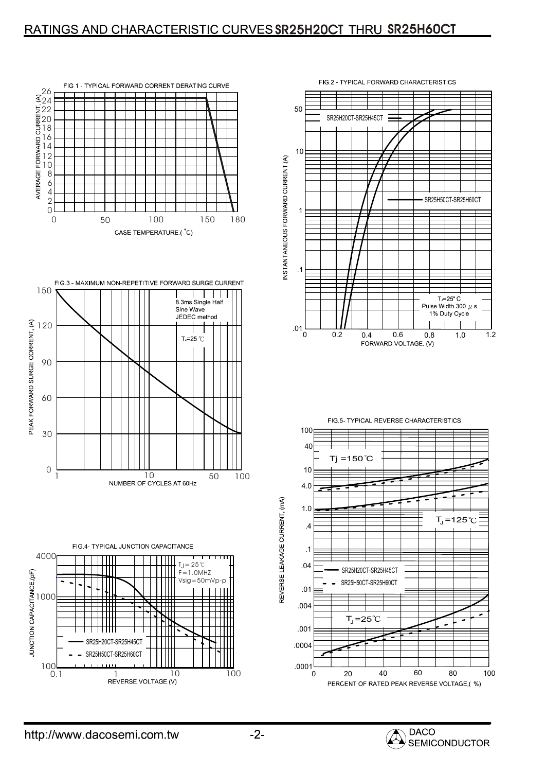# RATINGS AND CHARACTERISTIC CURVES SR25H20CT THRU SR25H60CT

FIG 1 - TYPICAL FORWARD CORRENT DERATING CURVE

AVERAGE FORWARD CURRENT, (A)

26
24
22
20
18
16
14
12
10
8
6
4
2
0

0 50 100 150 180

CASE TEMPERATURE.( °C)

FIG.2 - TYPICAL FORWARD CHARACTERISTICS

INSTANTANEOUS FORWARD CURRENT.(A)

50
10
1
.1
.01

0 0.2 0.4 0.6 0.8 1.0 1.2

FORWARD VOLTAGE. (V)

SR25H20CT-SR25H45CT

SR25H50CT-SR25H60CT

$T_J$=25° C
Pulse Width 300 $\mu$ s
1% Duty Cycle

FIG.3 - MAXIMUM NON-REPETITIVE FORWARD SURGE CURRENT

PEAK FORWARD SURGE CORRENT, (A)

150
120
90
60
30
0

1 10 50 100

NUMBER OF CYCLES AT 60Hz

8.3ms Single Half
Sine Wave
JEDEC method

$T_J$=25 ℃

FIG.4- TYPICAL JUNCTION CAPACITANCE

JUNCTION CAPACITANCE,(pF)

4000
1000
100

0.1 1 10 100

REVERSE VOLTAGE.(V)

$T_J$= 25 ℃
F=1.0MHZ
Vsig=50mVp-p

SR25H20CT-SR25H45CT

SR25H50CT-SR25H60CT

FIG.5- TYPICAL REVERSE CHARACTERISTICS

REVERSE LEAKAGE CURRENT, (mA)

100
40
10
4.0
1.0
.4
.1
.04
.01
.004
.001
.0004
.0001

0 20 40 60 80 100

PERCENT OF RATED PEAK REVERSE VOLTAGE,( %)

Tj =150℃

$T_J$=125℃

$T_J$=25℃

SR25H20CT-SR25H45CT

SR25H50CT-SR25H60CT

http://www.dacosemi.com.tw

DACO SEMICONDUCTOR